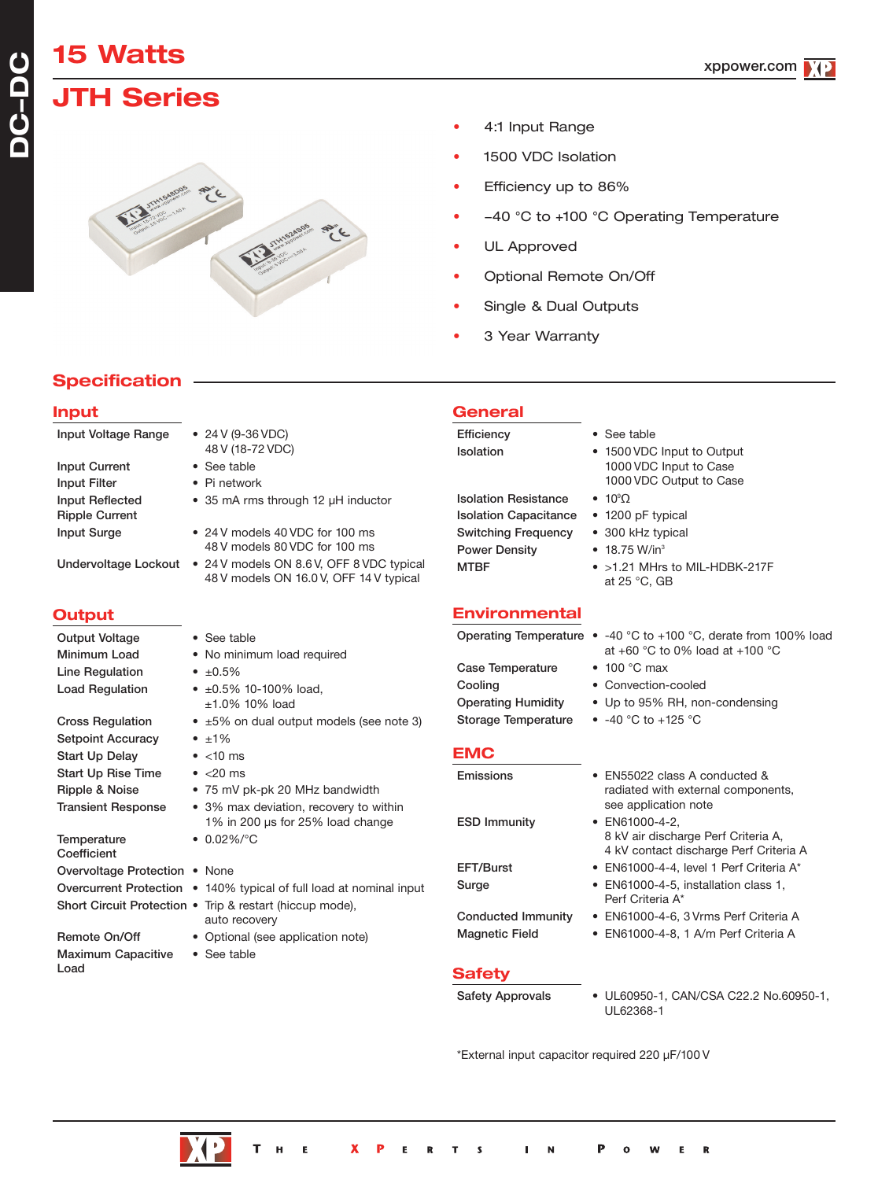# 15 Watts

# JTH Series

- 4:1 Input Range
- 1500 VDC Isolation
- Efficiency up to 86%
- −40 °C to +100 °C Operating Temperature
- UL Approved
- Optional Remote On/Off
- Single & Dual Outputs
- 3 Year Warranty

## Specification

### Input

| | |
|---|---|
| Input Voltage Range | • 24 V (9-36 VDC)<br>48 V (18-72 VDC) |
| Input Current | • See table |
| Input Filter | • Pi network |
| Input Reflected Ripple Current | • 35 mA rms through 12 µH inductor |
| Input Surge | • 24 V models 40 VDC for 100 ms<br>48 V models 80 VDC for 100 ms |
| Undervoltage Lockout | • 24 V models ON 8.6 V, OFF 8 VDC typical<br>48 V models ON 16.0 V, OFF 14 V typical |

### Output

| | |
|---|---|
| Output Voltage | • See table |
| Minimum Load | • No minimum load required |
| Line Regulation | • ±0.5% |
| Load Regulation | • ±0.5% 10-100% load,<br>±1.0% 10% load |
| Cross Regulation | • ±5% on dual output models (see note 3) |
| Setpoint Accuracy | • ±1% |
| Start Up Delay | • <10 ms |
| Start Up Rise Time | • <20 ms |
| Ripple & Noise | • 75 mV pk-pk 20 MHz bandwidth |
| Transient Response | • 3% max deviation, recovery to within 1% in 200 µs for 25% load change |
| Temperature Coefficient | • 0.02%/°C |
| Overvoltage Protection | • None |
| Overcurrent Protection | • 140% typical of full load at nominal input |
| Short Circuit Protection | • Trip & restart (hiccup mode), auto recovery |
| Remote On/Off | • Optional (see application note) |
| Maximum Capacitive Load | • See table |

### General

| | |
|---|---|
| Efficiency | • See table |
| Isolation | • 1500 VDC Input to Output<br>1000 VDC Input to Case<br>1000 VDC Output to Case |
| Isolation Resistance | • $10^9 \Omega$ |
| Isolation Capacitance | • 1200 pF typical |
| Switching Frequency | • 300 kHz typical |
| Power Density | • 18.75 W/in$^3$ |
| MTBF | • >1.21 MHrs to MIL-HDBK-217F at 25 °C, GB |

### Environmental

| | |
|---|---|
| Operating Temperature | • -40 °C to +100 °C, derate from 100% load at +60 °C to 0% load at +100 °C |
| Case Temperature | • 100 °C max |
| Cooling | • Convection-cooled |
| Operating Humidity | • Up to 95% RH, non-condensing |
| Storage Temperature | • -40 °C to +125 °C |

### EMC

| | |
|---|---|
| Emissions | • EN55022 class A conducted & radiated with external components, see application note |
| ESD Immunity | • EN61000-4-2,<br>8 kV air discharge Perf Criteria A,<br>4 kV contact discharge Perf Criteria A |
| EFT/Burst | • EN61000-4-4, level 1 Perf Criteria A* |
| Surge | • EN61000-4-5, installation class 1, Perf Criteria A* |
| Conducted Immunity | • EN61000-4-6, 3 Vrms Perf Criteria A |
| Magnetic Field | • EN61000-4-8, 1 A/m Perf Criteria A |

### Safety

| | |
|---|---|
| Safety Approvals | • UL60950-1, CAN/CSA C22.2 No.60950-1, UL62368-1 |

*External input capacitor required 220 µF/100 V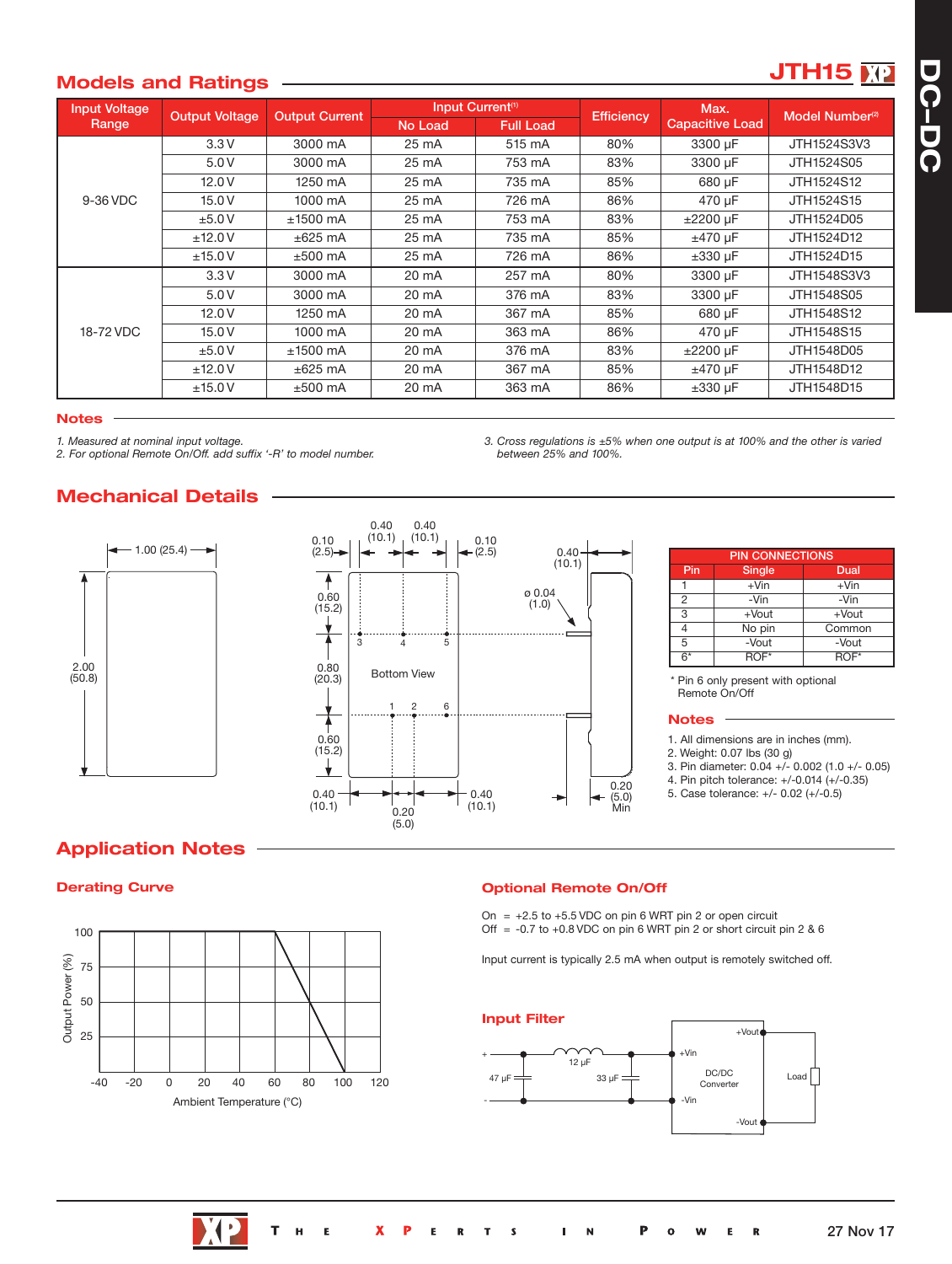## Models and Ratings

| Input Voltage Range | Output Voltage | Output Current | Input Current[1] | | Efficiency | Max. Capacitive Load | Model Number[2] |
|---|---|---|---|---|---|---|---|
| | | | No Load | Full Load | | | |
| 9-36 VDC | 3.3 V | 3000 mA | 25 mA | 515 mA | 80% | 3300 µF | JTH1524S3V3 |
| | 5.0 V | 3000 mA | 25 mA | 753 mA | 83% | 3300 µF | JTH1524S05 |
| | 12.0 V | 1250 mA | 25 mA | 735 mA | 85% | 680 µF | JTH1524S12 |
| | 15.0 V | 1000 mA | 25 mA | 726 mA | 86% | 470 µF | JTH1524S15 |
| | ±5.0 V | ±1500 mA | 25 mA | 753 mA | 83% | ±2200 µF | JTH1524D05 |
| | ±12.0 V | ±625 mA | 25 mA | 735 mA | 85% | ±470 µF | JTH1524D12 |
| | ±15.0 V | ±500 mA | 25 mA | 726 mA | 86% | ±330 µF | JTH1524D15 |
| 18-72 VDC | 3.3 V | 3000 mA | 20 mA | 257 mA | 80% | 3300 µF | JTH1548S3V3 |
| | 5.0 V | 3000 mA | 20 mA | 376 mA | 83% | 3300 µF | JTH1548S05 |
| | 12.0 V | 1250 mA | 20 mA | 367 mA | 85% | 680 µF | JTH1548S12 |
| | 15.0 V | 1000 mA | 20 mA | 363 mA | 86% | 470 µF | JTH1548S15 |
| | ±5.0 V | ±1500 mA | 20 mA | 376 mA | 83% | ±2200 µF | JTH1548D05 |
| | ±12.0 V | ±625 mA | 20 mA | 367 mA | 85% | ±470 µF | JTH1548D12 |
| | ±15.0 V | ±500 mA | 20 mA | 363 mA | 86% | ±330 µF | JTH1548D15 |

### Notes

*1. Measured at nominal input voltage.*
*2. For optional Remote On/Off. add suffix '-R' to model number.*
*3. Cross regulations is ±5% when one output is at 100% and the other is varied between 25% and 100%.*

## Mechanical Details

1.00 (25.4)
2.00 (50.8)
0.10 (2.5)
0.40 (10.1)
0.40 (10.1)
0.10 (2.5)
0.60 (15.2)
0.80 (20.3)
0.60 (15.2)
Bottom View
3 4 5
1 2 6
0.40 (10.1)
0.20 (5.0)
0.40 (10.1)
0.40 (10.1)
ø 0.04 (1.0)
0.20 (5.0) Min

| PIN CONNECTIONS | | |
|---|---|---|
| Pin | Single | Dual |
| 1 | +Vin | +Vin |
| 2 | -Vin | -Vin |
| 3 | +Vout | +Vout |
| 4 | No pin | Common |
| 5 | -Vout | -Vout |
| 6* | ROF* | ROF* |

\* Pin 6 only present with optional Remote On/Off

### Notes

1. All dimensions are in inches (mm).
2. Weight: 0.07 lbs (30 g)
3. Pin diameter: 0.04 +/- 0.002 (1.0 +/- 0.05)
4. Pin pitch tolerance: +/-0.014 (+/-0.35)
5. Case tolerance: +/- 0.02 (+/-0.5)

## Application Notes

### Derating Curve

Output Power (%)
100
75
50
25
-40 -20 0 20 40 60 80 100 120
Ambient Temperature (°C)

### Optional Remote On/Off

On = +2.5 to +5.5 VDC on pin 6 WRT pin 2 or open circuit
Off = -0.7 to +0.8 VDC on pin 6 WRT pin 2 or short circuit pin 2 & 6

Input current is typically 2.5 mA when output is remotely switched off.

### Input Filter

+
-
12 µH
47 µF
33 µF
+Vin
-Vin
DC/DC Converter
+Vout
-Vout
Load